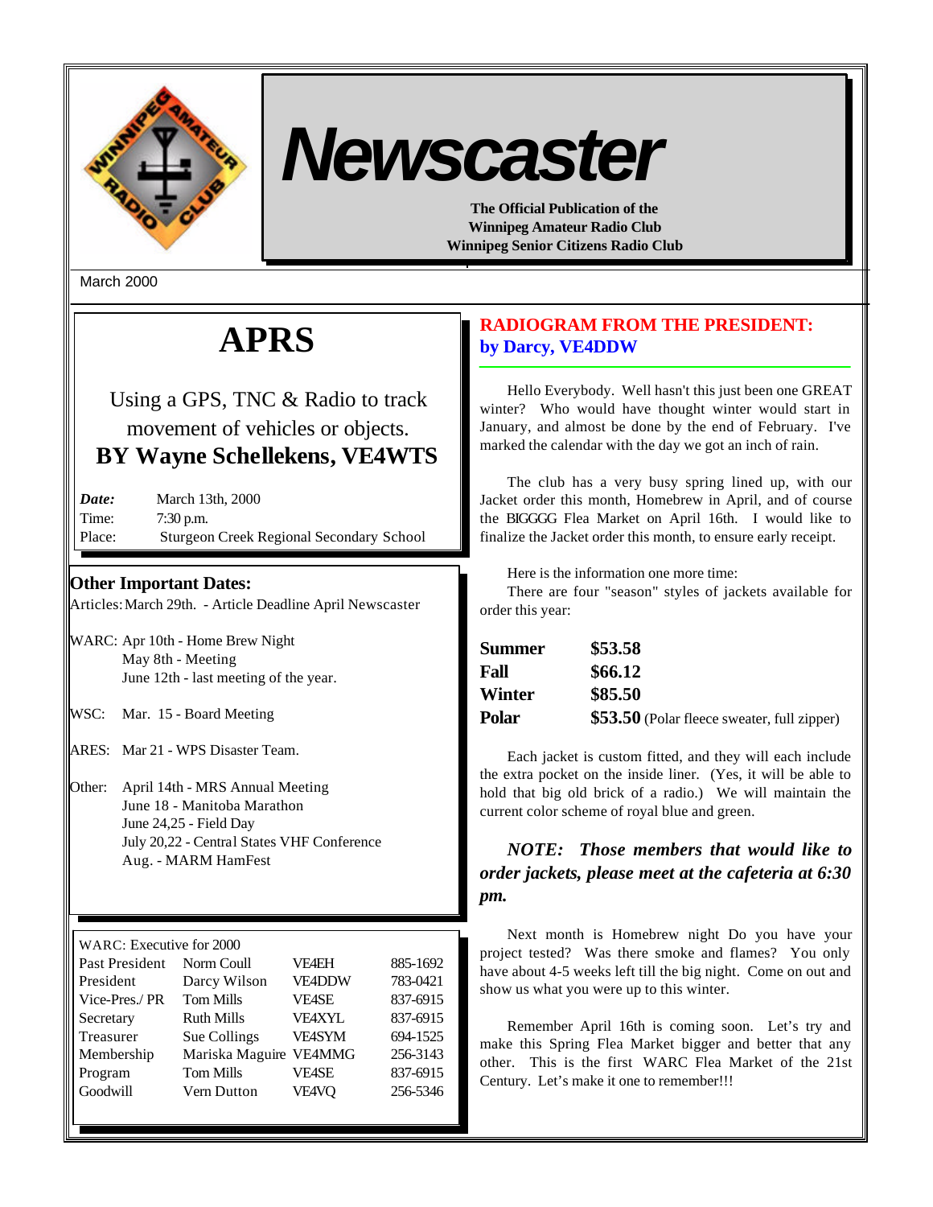# Newscaster

**The Official Publication of the**
**Winnipeg Amateur Radio Club**
**Winnipeg Senior Citizens Radio Club**

March 2000

# APRS

Using a GPS, TNC & Radio to track movement of vehicles or objects.

**BY Wayne Schellekens, VE4WTS**

***Date:*** March 13th, 2000
Time: 7:30 p.m.
Place: Sturgeon Creek Regional Secondary School

## Other Important Dates:

Articles: March 29th. - Article Deadline April Newscaster

WARC: Apr 10th - Home Brew Night
May 8th - Meeting
June 12th - last meeting of the year.

WSC: Mar. 15 - Board Meeting

ARES: Mar 21 - WPS Disaster Team.

Other: April 14th - MRS Annual Meeting
June 18 - Manitoba Marathon
June 24,25 - Field Day
July 20,22 - Central States VHF Conference
Aug. - MARM HamFest

| WARC: Executive for 2000 | | | |
|---|---|---|---|
| Past President | Norm Coull | VE4EH | 885-1692 |
| President | Darcy Wilson | VE4DDW | 783-0421 |
| Vice-Pres./ PR | Tom Mills | VE4SE | 837-6915 |
| Secretary | Ruth Mills | VE4XYL | 837-6915 |
| Treasurer | Sue Collings | VE4SYM | 694-1525 |
| Membership | Mariska Maguire | VE4MMG | 256-3143 |
| Program | Tom Mills | VE4SE | 837-6915 |
| Goodwill | Vern Dutton | VE4VQ | 256-5346 |

## RADIOGRAM FROM THE PRESIDENT: by Darcy, VE4DDW

Hello Everybody. Well hasn't this just been one GREAT winter? Who would have thought winter would start in January, and almost be done by the end of February. I've marked the calendar with the day we got an inch of rain.

The club has a very busy spring lined up, with our Jacket order this month, Homebrew in April, and of course the BIGGGG Flea Market on April 16th. I would like to finalize the Jacket order this month, to ensure early receipt.

Here is the information one more time:
There are four "season" styles of jackets available for order this year:

| | |
|---|---|
| **Summer** | **$53.58** |
| **Fall** | **$66.12** |
| **Winter** | **$85.50** |
| **Polar** | **$53.50** (Polar fleece sweater, full zipper) |

Each jacket is custom fitted, and they will each include the extra pocket on the inside liner. (Yes, it will be able to hold that big old brick of a radio.) We will maintain the current color scheme of royal blue and green.

***NOTE: Those members that would like to order jackets, please meet at the cafeteria at 6:30 pm.***

Next month is Homebrew night Do you have your project tested? Was there smoke and flames? You only have about 4-5 weeks left till the big night. Come on out and show us what you were up to this winter.

Remember April 16th is coming soon. Let's try and make this Spring Flea Market bigger and better that any other. This is the first WARC Flea Market of the 21st Century. Let's make it one to remember!!!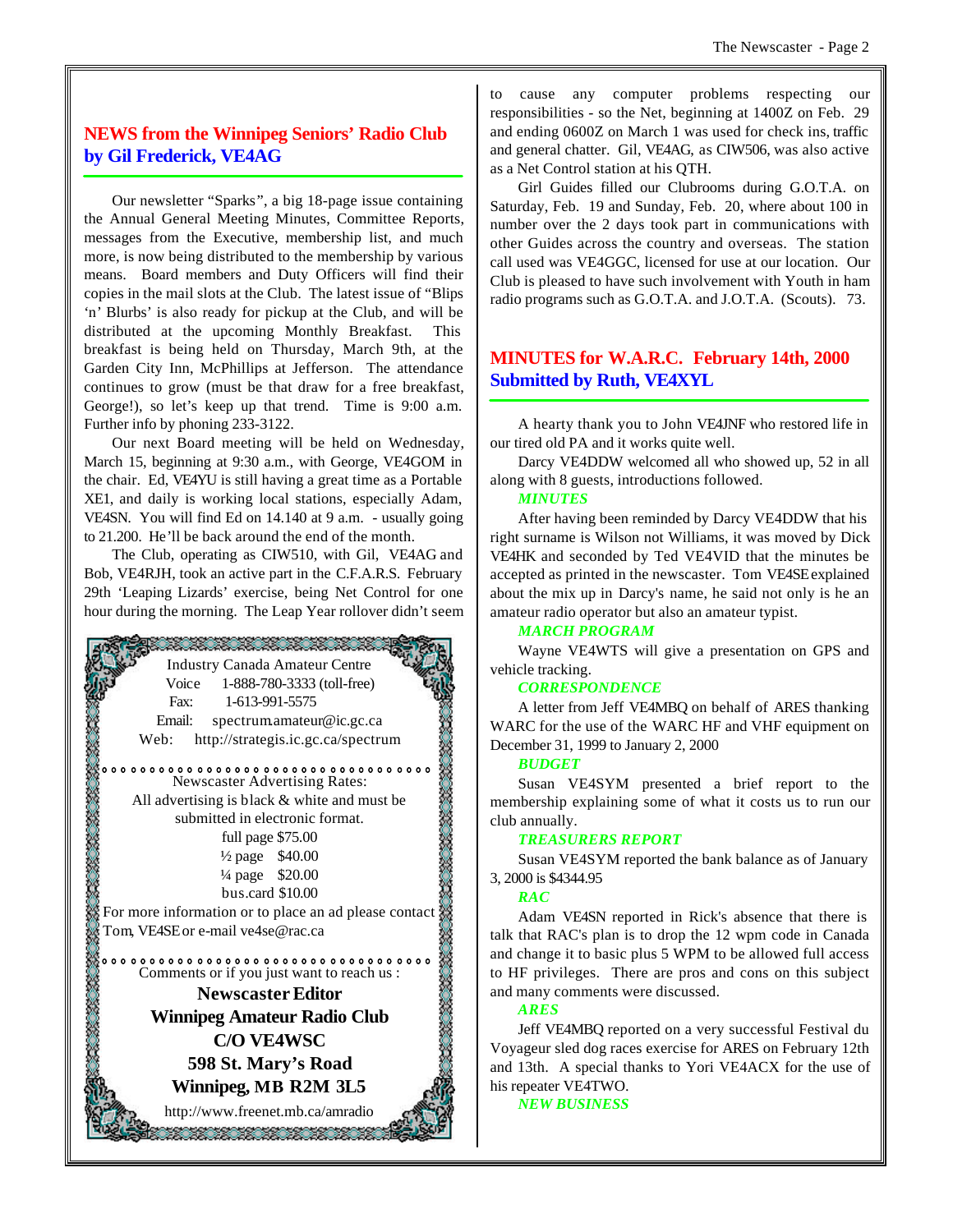## NEWS from the Winnipeg Seniors' Radio Club
## by Gil Frederick, VE4AG

Our newsletter "Sparks", a big 18-page issue containing the Annual General Meeting Minutes, Committee Reports, messages from the Executive, membership list, and much more, is now being distributed to the membership by various means. Board members and Duty Officers will find their copies in the mail slots at the Club. The latest issue of "Blips 'n' Blurbs' is also ready for pickup at the Club, and will be distributed at the upcoming Monthly Breakfast. This breakfast is being held on Thursday, March 9th, at the Garden City Inn, McPhillips at Jefferson. The attendance continues to grow (must be that draw for a free breakfast, George!), so let's keep up that trend. Time is 9:00 a.m. Further info by phoning 233-3122.

Our next Board meeting will be held on Wednesday, March 15, beginning at 9:30 a.m., with George, VE4GOM in the chair. Ed, VE4YU is still having a great time as a Portable XE1, and daily is working local stations, especially Adam, VE4SN. You will find Ed on 14.140 at 9 a.m. - usually going to 21.200. He'll be back around the end of the month.

The Club, operating as CIW510, with Gil, VE4AG and Bob, VE4RJH, took an active part in the C.F.A.R.S. February 29th 'Leaping Lizards' exercise, being Net Control for one hour during the morning. The Leap Year rollover didn't seem to cause any computer problems respecting our responsibilities - so the Net, beginning at 1400Z on Feb. 29 and ending 0600Z on March 1 was used for check ins, traffic and general chatter. Gil, VE4AG, as CIW506, was also active as a Net Control station at his QTH.

Girl Guides filled our Clubrooms during G.O.T.A. on Saturday, Feb. 19 and Sunday, Feb. 20, where about 100 in number over the 2 days took part in communications with other Guides across the country and overseas. The station call used was VE4GGC, licensed for use at our location. Our Club is pleased to have such involvement with Youth in ham radio programs such as G.O.T.A. and J.O.T.A. (Scouts). 73.

---

Industry Canada Amateur Centre
Voice 1-888-780-3333 (toll-free)
Fax: 1-613-991-5575
Email: spectrum.amateur@ic.gc.ca
Web: http://strategis.ic.gc.ca/spectrum

Newscaster Advertising Rates:
All advertising is black & white and must be submitted in electronic format.
full page $75.00
½ page $40.00
¼ page $20.00
bus.card $10.00
For more information or to place an ad please contact Tom, VE4SE or e-mail ve4se@rac.ca

Comments or if you just want to reach us :

**Newscaster Editor**
**Winnipeg Amateur Radio Club**
**C/O VE4WSC**
**598 St. Mary's Road**
**Winnipeg, MB R2M 3L5**
http://www.freenet.mb.ca/amradio

---

## MINUTES for W.A.R.C. February 14th, 2000
## Submitted by Ruth, VE4XYL

A hearty thank you to John VE4JNF who restored life in our tired old PA and it works quite well.

Darcy VE4DDW welcomed all who showed up, 52 in all along with 8 guests, introductions followed.

***MINUTES***

After having been reminded by Darcy VE4DDW that his right surname is Wilson not Williams, it was moved by Dick VE4HK and seconded by Ted VE4VID that the minutes be accepted as printed in the newscaster. Tom VE4SE explained about the mix up in Darcy's name, he said not only is he an amateur radio operator but also an amateur typist.

***MARCH PROGRAM***

Wayne VE4WTS will give a presentation on GPS and vehicle tracking.

***CORRESPONDENCE***

A letter from Jeff VE4MBQ on behalf of ARES thanking WARC for the use of the WARC HF and VHF equipment on December 31, 1999 to January 2, 2000

***BUDGET***

Susan VE4SYM presented a brief report to the membership explaining some of what it costs us to run our club annually.

***TREASURERS REPORT***

Susan VE4SYM reported the bank balance as of January 3, 2000 is $4344.95

***RAC***

Adam VE4SN reported in Rick's absence that there is talk that RAC's plan is to drop the 12 wpm code in Canada and change it to basic plus 5 WPM to be allowed full access to HF privileges. There are pros and cons on this subject and many comments were discussed.

***ARES***

Jeff VE4MBQ reported on a very successful Festival du Voyageur sled dog races exercise for ARES on February 12th and 13th. A special thanks to Yori VE4ACX for the use of his repeater VE4TWO.

***NEW BUSINESS***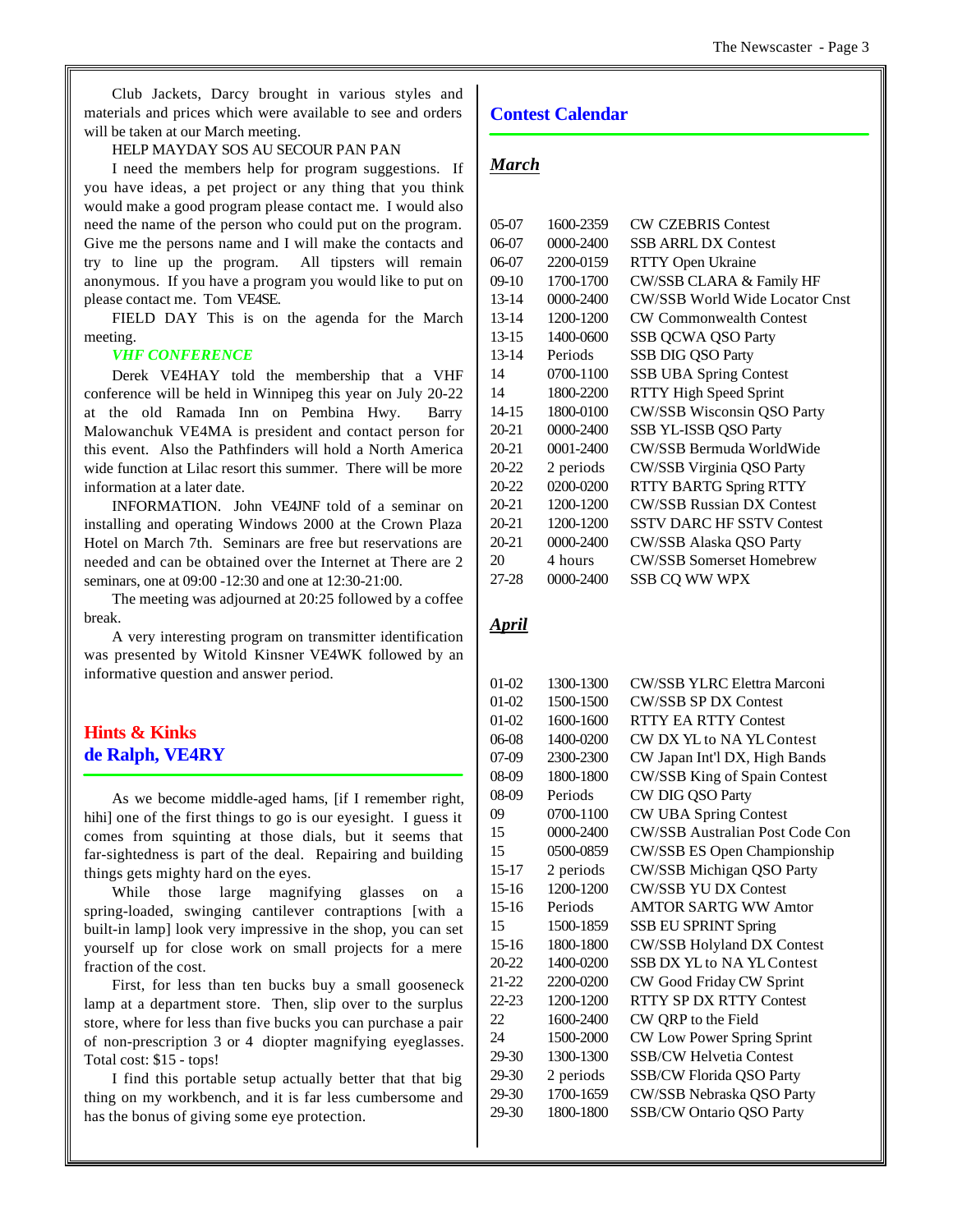Club Jackets, Darcy brought in various styles and materials and prices which were available to see and orders will be taken at our March meeting.

HELP MAYDAY SOS AU SECOUR PAN PAN

I need the members help for program suggestions. If you have ideas, a pet project or any thing that you think would make a good program please contact me. I would also need the name of the person who could put on the program. Give me the persons name and I will make the contacts and try to line up the program. All tipsters will remain anonymous. If you have a program you would like to put on please contact me. Tom VE4SE.

FIELD DAY This is on the agenda for the March meeting.

***VHF CONFERENCE***

Derek VE4HAY told the membership that a VHF conference will be held in Winnipeg this year on July 20-22 at the old Ramada Inn on Pembina Hwy. Barry Malowanchuk VE4MA is president and contact person for this event. Also the Pathfinders will hold a North America wide function at Lilac resort this summer. There will be more information at a later date.

INFORMATION. John VE4JNF told of a seminar on installing and operating Windows 2000 at the Crown Plaza Hotel on March 7th. Seminars are free but reservations are needed and can be obtained over the Internet at There are 2 seminars, one at 09:00 -12:30 and one at 12:30-21:00.

The meeting was adjourned at 20:25 followed by a coffee break.

A very interesting program on transmitter identification was presented by Witold Kinsner VE4WK followed by an informative question and answer period.

## Hints & Kinks
## de Ralph, VE4RY

As we become middle-aged hams, [if I remember right, hihi] one of the first things to go is our eyesight. I guess it comes from squinting at those dials, but it seems that far-sightedness is part of the deal. Repairing and building things gets mighty hard on the eyes.

While those large magnifying glasses on a spring-loaded, swinging cantilever contraptions [with a built-in lamp] look very impressive in the shop, you can set yourself up for close work on small projects for a mere fraction of the cost.

First, for less than ten bucks buy a small gooseneck lamp at a department store. Then, slip over to the surplus store, where for less than five bucks you can purchase a pair of non-prescription 3 or 4 diopter magnifying eyeglasses. Total cost: $15 - tops!

I find this portable setup actually better that that big thing on my workbench, and it is far less cumbersome and has the bonus of giving some eye protection.

## Contest Calendar

### *March*

| | | |
|---|---|---|
| 05-07 | 1600-2359 | CW CZEBRIS Contest |
| 06-07 | 0000-2400 | SSB ARRL DX Contest |
| 06-07 | 2200-0159 | RTTY Open Ukraine |
| 09-10 | 1700-1700 | CW/SSB CLARA & Family HF |
| 13-14 | 0000-2400 | CW/SSB World Wide Locator Cnst |
| 13-14 | 1200-1200 | CW Commonwealth Contest |
| 13-15 | 1400-0600 | SSB QCWA QSO Party |
| 13-14 | Periods | SSB DIG QSO Party |
| 14 | 0700-1100 | SSB UBA Spring Contest |
| 14 | 1800-2200 | RTTY High Speed Sprint |
| 14-15 | 1800-0100 | CW/SSB Wisconsin QSO Party |
| 20-21 | 0000-2400 | SSB YL-ISSB QSO Party |
| 20-21 | 0001-2400 | CW/SSB Bermuda WorldWide |
| 20-22 | 2 periods | CW/SSB Virginia QSO Party |
| 20-22 | 0200-0200 | RTTY BARTG Spring RTTY |
| 20-21 | 1200-1200 | CW/SSB Russian DX Contest |
| 20-21 | 1200-1200 | SSTV DARC HF SSTV Contest |
| 20-21 | 0000-2400 | CW/SSB Alaska QSO Party |
| 20 | 4 hours | CW/SSB Somerset Homebrew |
| 27-28 | 0000-2400 | SSB CQ WW WPX |

### *April*

| | | |
|---|---|---|
| 01-02 | 1300-1300 | CW/SSB YLRC Elettra Marconi |
| 01-02 | 1500-1500 | CW/SSB SP DX Contest |
| 01-02 | 1600-1600 | RTTY EA RTTY Contest |
| 06-08 | 1400-0200 | CW DX YL to NA YL Contest |
| 07-09 | 2300-2300 | CW Japan Int'l DX, High Bands |
| 08-09 | 1800-1800 | CW/SSB King of Spain Contest |
| 08-09 | Periods | CW DIG QSO Party |
| 09 | 0700-1100 | CW UBA Spring Contest |
| 15 | 0000-2400 | CW/SSB Australian Post Code Con |
| 15 | 0500-0859 | CW/SSB ES Open Championship |
| 15-17 | 2 periods | CW/SSB Michigan QSO Party |
| 15-16 | 1200-1200 | CW/SSB YU DX Contest |
| 15-16 | Periods | AMTOR SARTG WW Amtor |
| 15 | 1500-1859 | SSB EU SPRINT Spring |
| 15-16 | 1800-1800 | CW/SSB Holyland DX Contest |
| 20-22 | 1400-0200 | SSB DX YL to NA YL Contest |
| 21-22 | 2200-0200 | CW Good Friday CW Sprint |
| 22-23 | 1200-1200 | RTTY SP DX RTTY Contest |
| 22 | 1600-2400 | CW QRP to the Field |
| 24 | 1500-2000 | CW Low Power Spring Sprint |
| 29-30 | 1300-1300 | SSB/CW Helvetia Contest |
| 29-30 | 2 periods | SSB/CW Florida QSO Party |
| 29-30 | 1700-1659 | CW/SSB Nebraska QSO Party |
| 29-30 | 1800-1800 | SSB/CW Ontario QSO Party |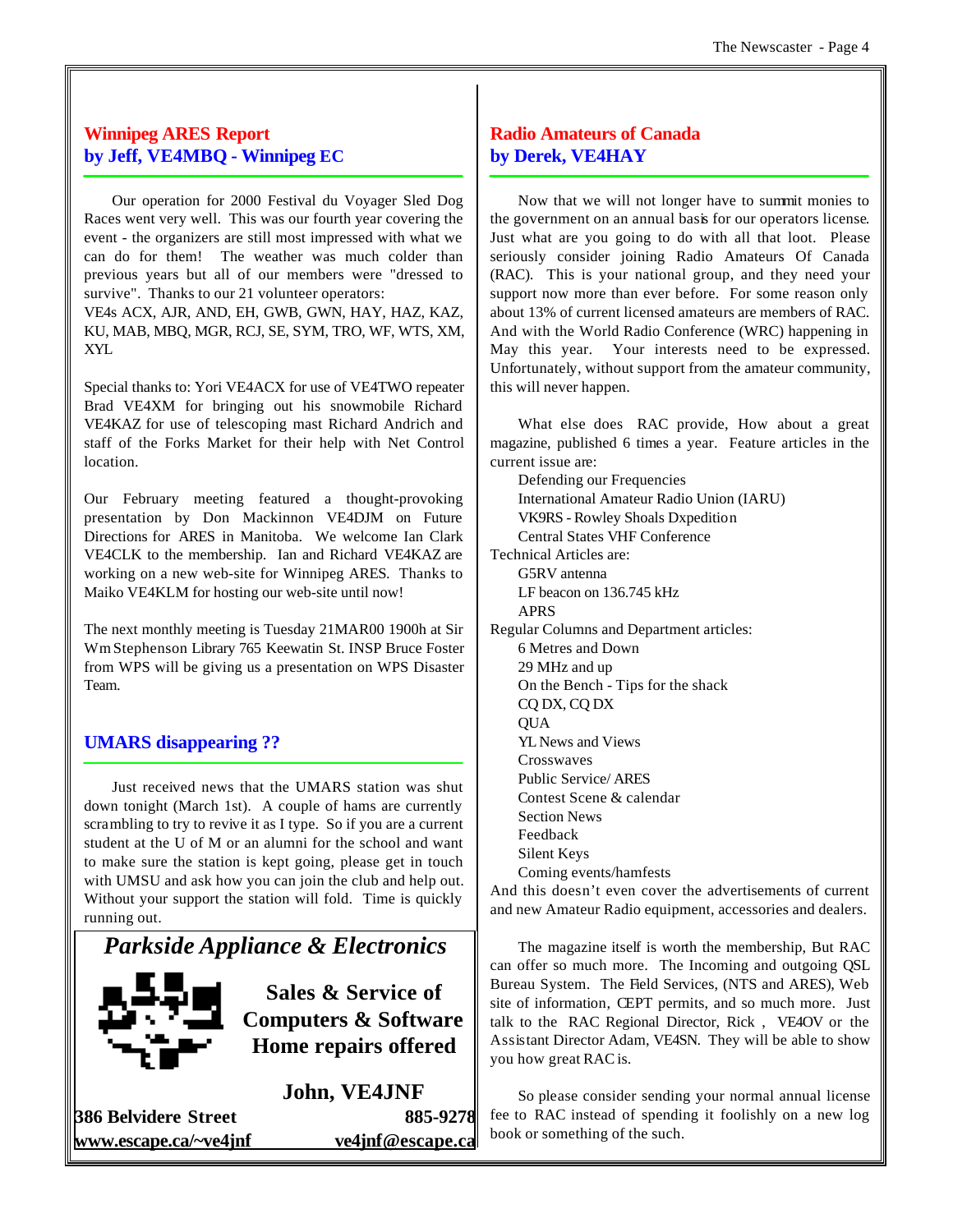## Winnipeg ARES Report
## by Jeff, VE4MBQ - Winnipeg EC

Our operation for 2000 Festival du Voyager Sled Dog Races went very well. This was our fourth year covering the event - the organizers are still most impressed with what we can do for them! The weather was much colder than previous years but all of our members were "dressed to survive". Thanks to our 21 volunteer operators:
VE4s ACX, AJR, AND, EH, GWB, GWN, HAY, HAZ, KAZ, KU, MAB, MBQ, MGR, RCJ, SE, SYM, TRO, WF, WTS, XM, XYL

Special thanks to: Yori VE4ACX for use of VE4TWO repeater Brad VE4XM for bringing out his snowmobile Richard VE4KAZ for use of telescoping mast Richard Andrich and staff of the Forks Market for their help with Net Control location.

Our February meeting featured a thought-provoking presentation by Don Mackinnon VE4DJM on Future Directions for ARES in Manitoba. We welcome Ian Clark VE4CLK to the membership. Ian and Richard VE4KAZ are working on a new web-site for Winnipeg ARES. Thanks to Maiko VE4KLM for hosting our web-site until now!

The next monthly meeting is Tuesday 21MAR00 1900h at Sir Wm Stephenson Library 765 Keewatin St. INSP Bruce Foster from WPS will be giving us a presentation on WPS Disaster Team.

## UMARS disappearing ??

Just received news that the UMARS station was shut down tonight (March 1st). A couple of hams are currently scrambling to try to revive it as I type. So if you are a current student at the U of M or an alumni for the school and want to make sure the station is kept going, please get in touch with UMSU and ask how you can join the club and help out. Without your support the station will fold. Time is quickly running out.

---

***Parkside Appliance & Electronics***

**Sales & Service of Computers & Software**
**Home repairs offered**

**John, VE4JNF**

**386 Belvidere Street** **885-9278**
**www.escape.ca/~ve4jnf** **ve4jnf@escape.ca**

---

## Radio Amateurs of Canada
## by Derek, VE4HAY

Now that we will not longer have to summit monies to the government on an annual basis for our operators license. Just what are you going to do with all that loot. Please seriously consider joining Radio Amateurs Of Canada (RAC). This is your national group, and they need your support now more than ever before. For some reason only about 13% of current licensed amateurs are members of RAC. And with the World Radio Conference (WRC) happening in May this year. Your interests need to be expressed. Unfortunately, without support from the amateur community, this will never happen.

What else does RAC provide, How about a great magazine, published 6 times a year. Feature articles in the current issue are:

- Defending our Frequencies
- International Amateur Radio Union (IARU)
- VK9RS - Rowley Shoals Dxpedition
- Central States VHF Conference

Technical Articles are:

- G5RV antenna
- LF beacon on 136.745 kHz
- APRS

Regular Columns and Department articles:

- 6 Metres and Down
- 29 MHz and up
- On the Bench - Tips for the shack
- CQ DX, CQ DX
- QUA
- YL News and Views
- Crosswaves
- Public Service/ ARES
- Contest Scene & calendar
- Section News
- Feedback
- Silent Keys
- Coming events/hamfests

And this doesn't even cover the advertisements of current and new Amateur Radio equipment, accessories and dealers.

The magazine itself is worth the membership, But RAC can offer so much more. The Incoming and outgoing QSL Bureau System. The Field Services, (NTS and ARES), Web site of information, CEPT permits, and so much more. Just talk to the RAC Regional Director, Rick , VE4OV or the Assistant Director Adam, VE4SN. They will be able to show you how great RAC is.

So please consider sending your normal annual license fee to RAC instead of spending it foolishly on a new log book or something of the such.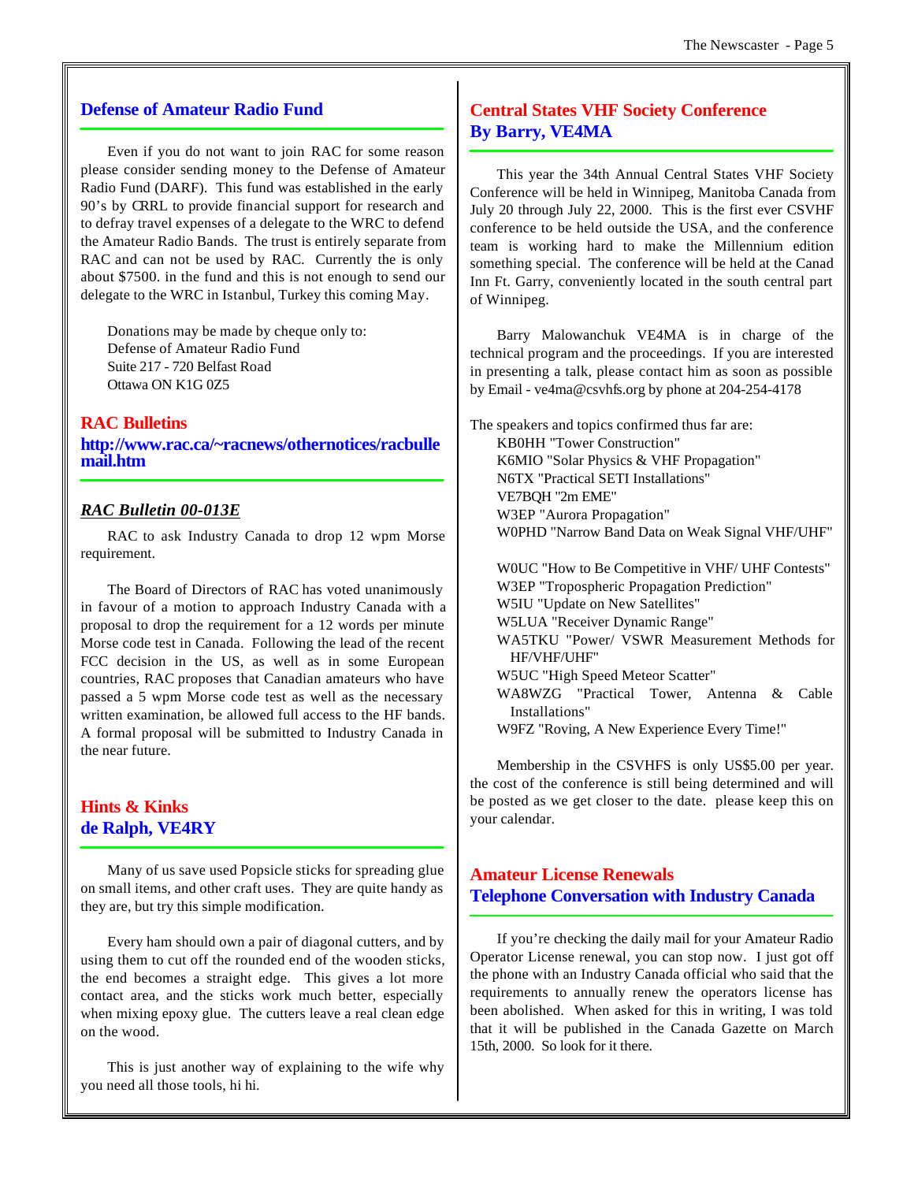## Defense of Amateur Radio Fund

Even if you do not want to join RAC for some reason please consider sending money to the Defense of Amateur Radio Fund (DARF). This fund was established in the early 90's by CRRL to provide financial support for research and to defray travel expenses of a delegate to the WRC to defend the Amateur Radio Bands. The trust is entirely separate from RAC and can not be used by RAC. Currently the is only about $7500. in the fund and this is not enough to send our delegate to the WRC in Istanbul, Turkey this coming May.

Donations may be made by cheque only to:
Defense of Amateur Radio Fund
Suite 217 - 720 Belfast Road
Ottawa ON K1G 0Z5

## RAC Bulletins

**http://www.rac.ca/~racnews/othernotices/racbullemail.htm**

### *RAC Bulletin 00-013E*

RAC to ask Industry Canada to drop 12 wpm Morse requirement.

The Board of Directors of RAC has voted unanimously in favour of a motion to approach Industry Canada with a proposal to drop the requirement for a 12 words per minute Morse code test in Canada. Following the lead of the recent FCC decision in the US, as well as in some European countries, RAC proposes that Canadian amateurs who have passed a 5 wpm Morse code test as well as the necessary written examination, be allowed full access to the HF bands. A formal proposal will be submitted to Industry Canada in the near future.

## Hints & Kinks
## de Ralph, VE4RY

Many of us save used Popsicle sticks for spreading glue on small items, and other craft uses. They are quite handy as they are, but try this simple modification.

Every ham should own a pair of diagonal cutters, and by using them to cut off the rounded end of the wooden sticks, the end becomes a straight edge. This gives a lot more contact area, and the sticks work much better, especially when mixing epoxy glue. The cutters leave a real clean edge on the wood.

This is just another way of explaining to the wife why you need all those tools, hi hi.

## Central States VHF Society Conference
## By Barry, VE4MA

This year the 34th Annual Central States VHF Society Conference will be held in Winnipeg, Manitoba Canada from July 20 through July 22, 2000. This is the first ever CSVHF conference to be held outside the USA, and the conference team is working hard to make the Millennium edition something special. The conference will be held at the Canad Inn Ft. Garry, conveniently located in the south central part of Winnipeg.

Barry Malowanchuk VE4MA is in charge of the technical program and the proceedings. If you are interested in presenting a talk, please contact him as soon as possible by Email - ve4ma@csvhfs.org by phone at 204-254-4178

The speakers and topics confirmed thus far are:

KB0HH "Tower Construction"
K6MIO "Solar Physics & VHF Propagation"
N6TX "Practical SETI Installations"
VE7BQH "2m EME"
W3EP "Aurora Propagation"
W0PHD "Narrow Band Data on Weak Signal VHF/UHF"

W0UC "How to Be Competitive in VHF/ UHF Contests"
W3EP "Tropospheric Propagation Prediction"
W5IU "Update on New Satellites"
W5LUA "Receiver Dynamic Range"
WA5TKU "Power/ VSWR Measurement Methods for HF/VHF/UHF"
W5UC "High Speed Meteor Scatter"
WA8WZG "Practical Tower, Antenna & Cable Installations"
W9FZ "Roving, A New Experience Every Time!"

Membership in the CSVHFS is only US$5.00 per year. the cost of the conference is still being determined and will be posted as we get closer to the date. please keep this on your calendar.

## Amateur License Renewals
## Telephone Conversation with Industry Canada

If you're checking the daily mail for your Amateur Radio Operator License renewal, you can stop now. I just got off the phone with an Industry Canada official who said that the requirements to annually renew the operators license has been abolished. When asked for this in writing, I was told that it will be published in the Canada Gazette on March 15th, 2000. So look for it there.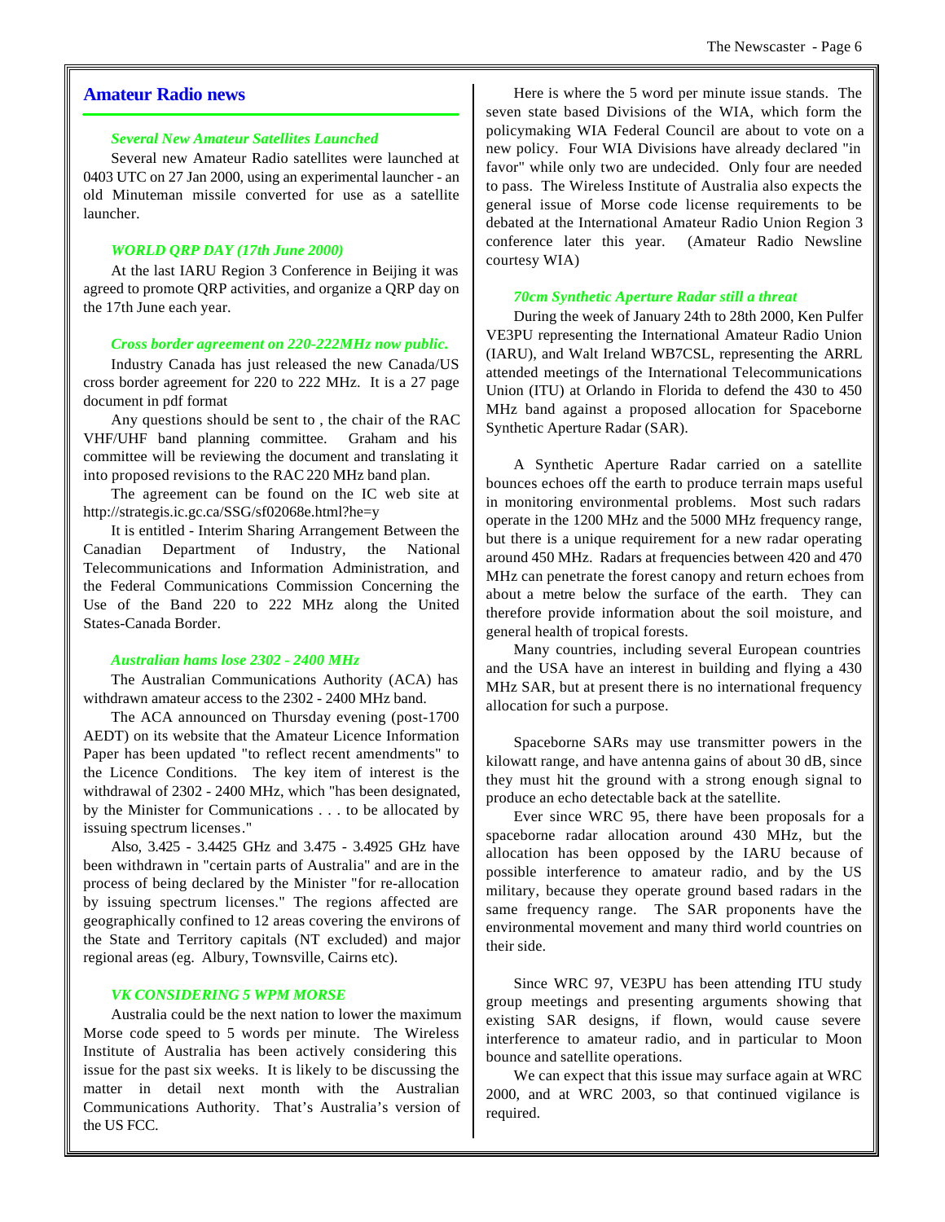## Amateur Radio news

### *Several New Amateur Satellites Launched*

Several new Amateur Radio satellites were launched at 0403 UTC on 27 Jan 2000, using an experimental launcher - an old Minuteman missile converted for use as a satellite launcher.

### *WORLD QRP DAY (17th June 2000)*

At the last IARU Region 3 Conference in Beijing it was agreed to promote QRP activities, and organize a QRP day on the 17th June each year.

### *Cross border agreement on 220-222MHz now public.*

Industry Canada has just released the new Canada/US cross border agreement for 220 to 222 MHz. It is a 27 page document in pdf format

Any questions should be sent to , the chair of the RAC VHF/UHF band planning committee. Graham and his committee will be reviewing the document and translating it into proposed revisions to the RAC 220 MHz band plan.

The agreement can be found on the IC web site at http://strategis.ic.gc.ca/SSG/sf02068e.html?he=y

It is entitled - Interim Sharing Arrangement Between the Canadian Department of Industry, the National Telecommunications and Information Administration, and the Federal Communications Commission Concerning the Use of the Band 220 to 222 MHz along the United States-Canada Border.

### *Australian hams lose 2302 - 2400 MHz*

The Australian Communications Authority (ACA) has withdrawn amateur access to the 2302 - 2400 MHz band.

The ACA announced on Thursday evening (post-1700 AEDT) on its website that the Amateur Licence Information Paper has been updated "to reflect recent amendments" to the Licence Conditions. The key item of interest is the withdrawal of 2302 - 2400 MHz, which "has been designated, by the Minister for Communications . . . to be allocated by issuing spectrum licenses."

Also, 3.425 - 3.4425 GHz and 3.475 - 3.4925 GHz have been withdrawn in "certain parts of Australia" and are in the process of being declared by the Minister "for re-allocation by issuing spectrum licenses." The regions affected are geographically confined to 12 areas covering the environs of the State and Territory capitals (NT excluded) and major regional areas (eg. Albury, Townsville, Cairns etc).

### *VK CONSIDERING 5 WPM MORSE*

Australia could be the next nation to lower the maximum Morse code speed to 5 words per minute. The Wireless Institute of Australia has been actively considering this issue for the past six weeks. It is likely to be discussing the matter in detail next month with the Australian Communications Authority. That's Australia's version of the US FCC.

Here is where the 5 word per minute issue stands. The seven state based Divisions of the WIA, which form the policymaking WIA Federal Council are about to vote on a new policy. Four WIA Divisions have already declared "in favor" while only two are undecided. Only four are needed to pass. The Wireless Institute of Australia also expects the general issue of Morse code license requirements to be debated at the International Amateur Radio Union Region 3 conference later this year. (Amateur Radio Newsline courtesy WIA)

### *70cm Synthetic Aperture Radar still a threat*

During the week of January 24th to 28th 2000, Ken Pulfer VE3PU representing the International Amateur Radio Union (IARU), and Walt Ireland WB7CSL, representing the ARRL attended meetings of the International Telecommunications Union (ITU) at Orlando in Florida to defend the 430 to 450 MHz band against a proposed allocation for Spaceborne Synthetic Aperture Radar (SAR).

A Synthetic Aperture Radar carried on a satellite bounces echoes off the earth to produce terrain maps useful in monitoring environmental problems. Most such radars operate in the 1200 MHz and the 5000 MHz frequency range, but there is a unique requirement for a new radar operating around 450 MHz. Radars at frequencies between 420 and 470 MHz can penetrate the forest canopy and return echoes from about a metre below the surface of the earth. They can therefore provide information about the soil moisture, and general health of tropical forests.

Many countries, including several European countries and the USA have an interest in building and flying a 430 MHz SAR, but at present there is no international frequency allocation for such a purpose.

Spaceborne SARs may use transmitter powers in the kilowatt range, and have antenna gains of about 30 dB, since they must hit the ground with a strong enough signal to produce an echo detectable back at the satellite.

Ever since WRC 95, there have been proposals for a spaceborne radar allocation around 430 MHz, but the allocation has been opposed by the IARU because of possible interference to amateur radio, and by the US military, because they operate ground based radars in the same frequency range. The SAR proponents have the environmental movement and many third world countries on their side.

Since WRC 97, VE3PU has been attending ITU study group meetings and presenting arguments showing that existing SAR designs, if flown, would cause severe interference to amateur radio, and in particular to Moon bounce and satellite operations.

We can expect that this issue may surface again at WRC 2000, and at WRC 2003, so that continued vigilance is required.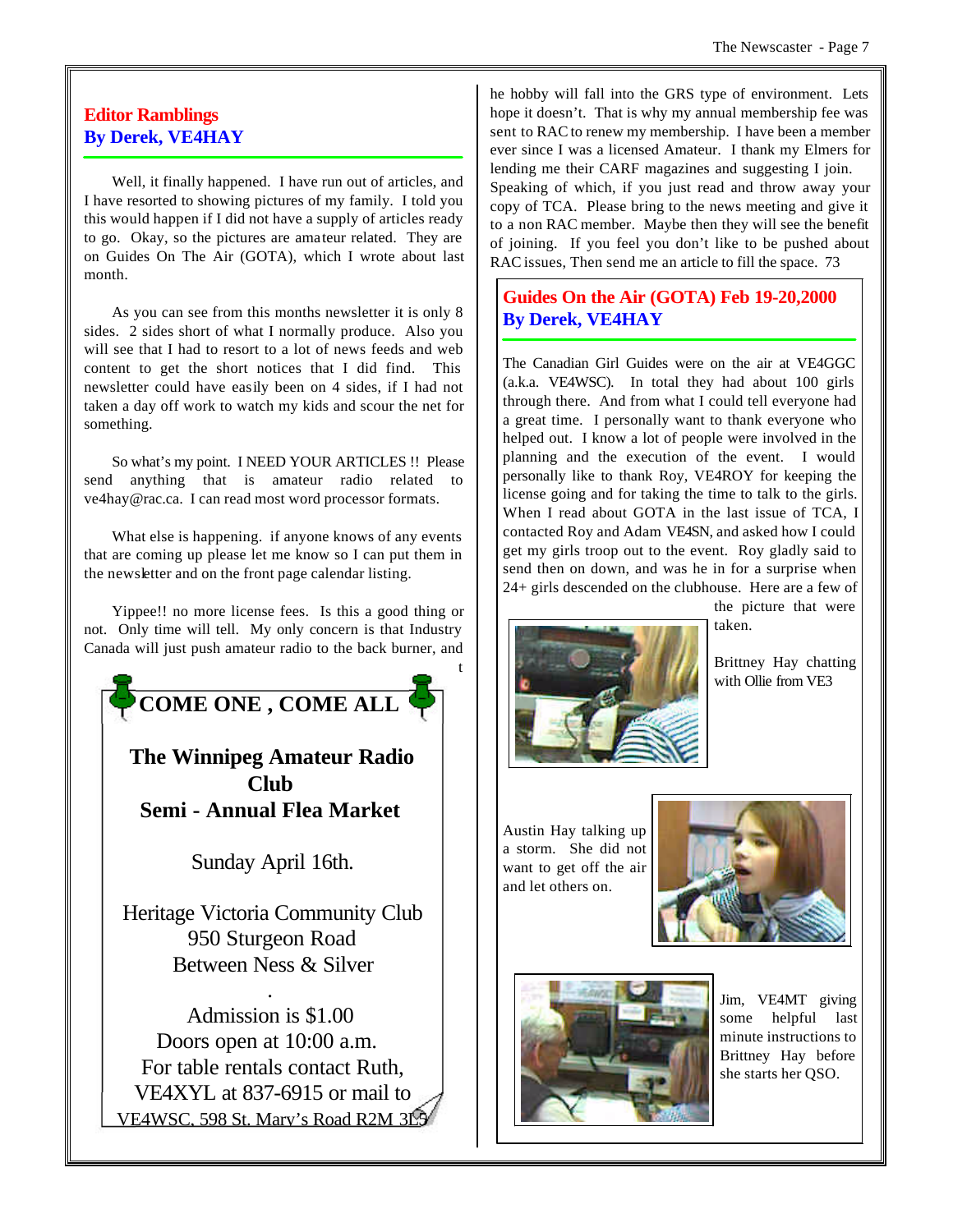## Editor Ramblings
### By Derek, VE4HAY

Well, it finally happened. I have run out of articles, and I have resorted to showing pictures of my family. I told you this would happen if I did not have a supply of articles ready to go. Okay, so the pictures are amateur related. They are on Guides On The Air (GOTA), which I wrote about last month.

As you can see from this months newsletter it is only 8 sides. 2 sides short of what I normally produce. Also you will see that I had to resort to a lot of news feeds and web content to get the short notices that I did find. This newsletter could have easily been on 4 sides, if I had not taken a day off work to watch my kids and scour the net for something.

So what's my point. I NEED YOUR ARTICLES !! Please send anything that is amateur radio related to ve4hay@rac.ca. I can read most word processor formats.

What else is happening. if anyone knows of any events that are coming up please let me know so I can put them in the newsletter and on the front page calendar listing.

Yippee!! no more license fees. Is this a good thing or not. Only time will tell. My only concern is that Industry Canada will just push amateur radio to the back burner, and the hobby will fall into the GRS type of environment. Lets hope it doesn't. That is why my annual membership fee was sent to RAC to renew my membership. I have been a member ever since I was a licensed Amateur. I thank my Elmers for lending me their CARF magazines and suggesting I join. Speaking of which, if you just read and throw away your copy of TCA. Please bring to the news meeting and give it to a non RAC member. Maybe then they will see the benefit of joining. If you feel you don't like to be pushed about RAC issues, Then send me an article to fill the space. 73

---

**COME ONE , COME ALL**

**The Winnipeg Amateur Radio Club**
**Semi - Annual Flea Market**

Sunday April 16th.

Heritage Victoria Community Club
950 Sturgeon Road
Between Ness & Silver

Admission is $1.00
Doors open at 10:00 a.m.
For table rentals contact Ruth, VE4XYL at 837-6915 or mail to VE4WSC, 598 St. Mary's Road R2M 3L5

---

## Guides On the Air (GOTA) Feb 19-20,2000
### By Derek, VE4HAY

The Canadian Girl Guides were on the air at VE4GGC (a.k.a. VE4WSC). In total they had about 100 girls through there. And from what I could tell everyone had a great time. I personally want to thank everyone who helped out. I know a lot of people were involved in the planning and the execution of the event. I would personally like to thank Roy, VE4ROY for keeping the license going and for taking the time to talk to the girls. When I read about GOTA in the last issue of TCA, I contacted Roy and Adam VE4SN, and asked how I could get my girls troop out to the event. Roy gladly said to send then on down, and was he in for a surprise when 24+ girls descended on the clubhouse. Here are a few of the picture that were taken.

Brittney Hay chatting with Ollie from VE3

Austin Hay talking up a storm. She did not want to get off the air and let others on.

Jim, VE4MT giving some helpful last minute instructions to Brittney Hay before she starts her QSO.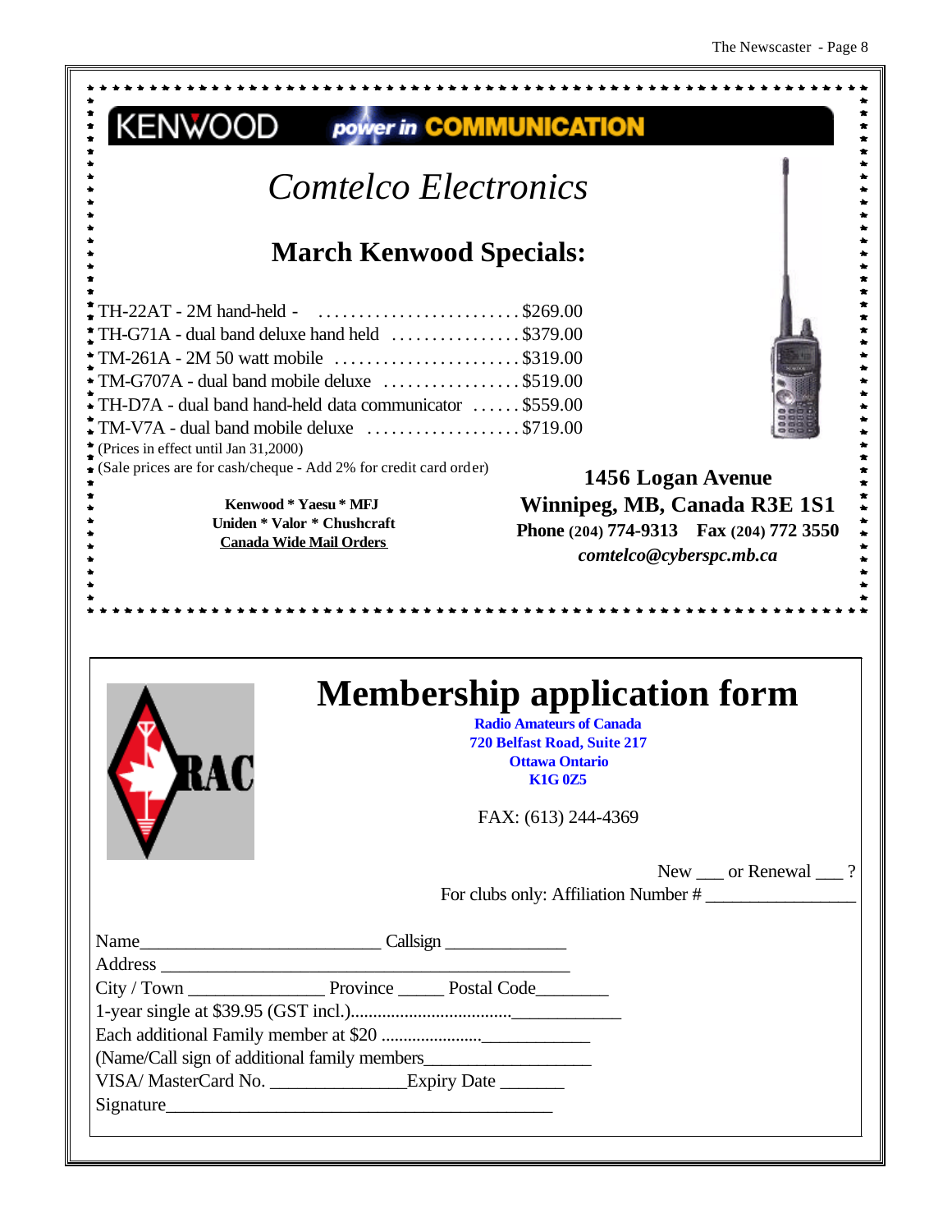KENWOOD power in COMMUNICATION

# Comtelco Electronics

## March Kenwood Specials:

TH-22AT - 2M hand-held - ........................ $269.00
TH-G71A - dual band deluxe hand held ................ $379.00
TM-261A - 2M 50 watt mobile ....................... $319.00
TM-G707A - dual band mobile deluxe ................. $519.00
TH-D7A - dual band hand-held data communicator ...... $559.00
TM-V7A - dual band mobile deluxe ................... $719.00
(Prices in effect until Jan 31,2000)
(Sale prices are for cash/cheque - Add 2% for credit card order)

**Kenwood * Yaesu * MFJ**
**Uniden * Valor * Chushcraft**
**Canada Wide Mail Orders**

**1456 Logan Avenue**
**Winnipeg, MB, Canada R3E 1S1**
**Phone (204) 774-9313 Fax (204) 772 3550**
***comtelco@cyberspc.mb.ca***

# Membership application form

**Radio Amateurs of Canada**
**720 Belfast Road, Suite 217**
**Ottawa Ontario**
**K1G 0Z5**

FAX: (613) 244-4369

New ___ or Renewal ___ ?
For clubs only: Affiliation Number # ________________

Name_________________________ Callsign _____________
Address ___________________________________________
City / Town _______________ Province _____ Postal Code________
1-year single at $39.95 (GST incl.)...................................____________
Each additional Family member at $20 ......................____________
(Name/Call sign of additional family members__________________
VISA/ MasterCard No. _______________Expiry Date _______
Signature__________________________________________